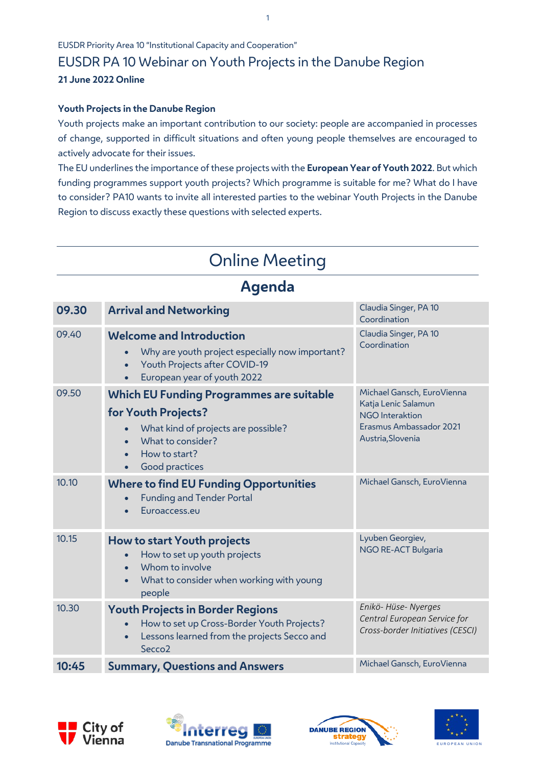EUSDR Priority Area 10 "Institutional Capacity and Cooperation"

# EUSDR PA 10 Webinar on Youth Projects in the Danube Region

**21 June 2022 Online**

**Youth Projects in the Danube Region**

Youth projects make an important contribution to our society: people are accompanied in processes of change, supported in difficult situations and often young people themselves are encouraged to actively advocate for their issues.

The EU underlines the importance of these projects with the **European Year of Youth 2022**. But which funding programmes support youth projects? Which programme is suitable for me? What do I have to consider? PA10 wants to invite all interested parties to the webinar Youth Projects in the Danube Region to discuss exactly these questions with selected experts.

## Online Meeting

## Agenda

| | | |
|---|---|---|
| **09.30** | **Arrival and Networking** | Claudia Singer, PA 10 Coordination |
| 09.40 | **Welcome and Introduction**<br>• Why are youth project especially now important?<br>• Youth Projects after COVID-19<br>• European year of youth 2022 | Claudia Singer, PA 10 Coordination |
| 09.50 | **Which EU Funding Programmes are suitable for Youth Projects?**<br>• What kind of projects are possible?<br>• What to consider?<br>• How to start?<br>• Good practices | Michael Gansch, EuroVienna<br>Katja Lenic Salamun<br>NGO Interaktion<br>Erasmus Ambassador 2021<br>Austria,Slovenia |
| 10.10 | **Where to find EU Funding Opportunities**<br>• Funding and Tender Portal<br>• Euroaccess.eu | Michael Gansch, EuroVienna |
| 10.15 | **How to start Youth projects**<br>• How to set up youth projects<br>• Whom to involve<br>• What to consider when working with young people | Lyuben Georgiev,<br>NGO RE-ACT Bulgaria |
| 10.30 | **Youth Projects in Border Regions**<br>• How to set up Cross-Border Youth Projects?<br>• Lessons learned from the projects Secco and Secco2 | *Enikö- Hüse- Nyerges*<br>*Central European Service for Cross-border Initiatives (CESCI)* |
| **10:45** | **Summary, Questions and Answers** | Michael Gansch, EuroVienna |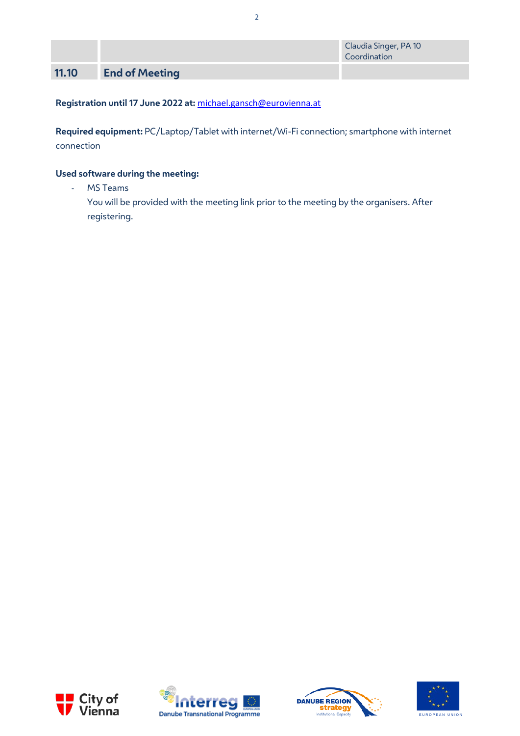| | | |
|---|---|---|
| | | Claudia Singer, PA 10 Coordination |
| **11.10** | **End of Meeting** | |

**Registration until 17 June 2022 at:** michael.gansch@eurovienna.at

**Required equipment:** PC/Laptop/Tablet with internet/Wi-Fi connection; smartphone with internet connection

**Used software during the meeting:**

- MS Teams
  You will be provided with the meeting link prior to the meeting by the organisers. After registering.